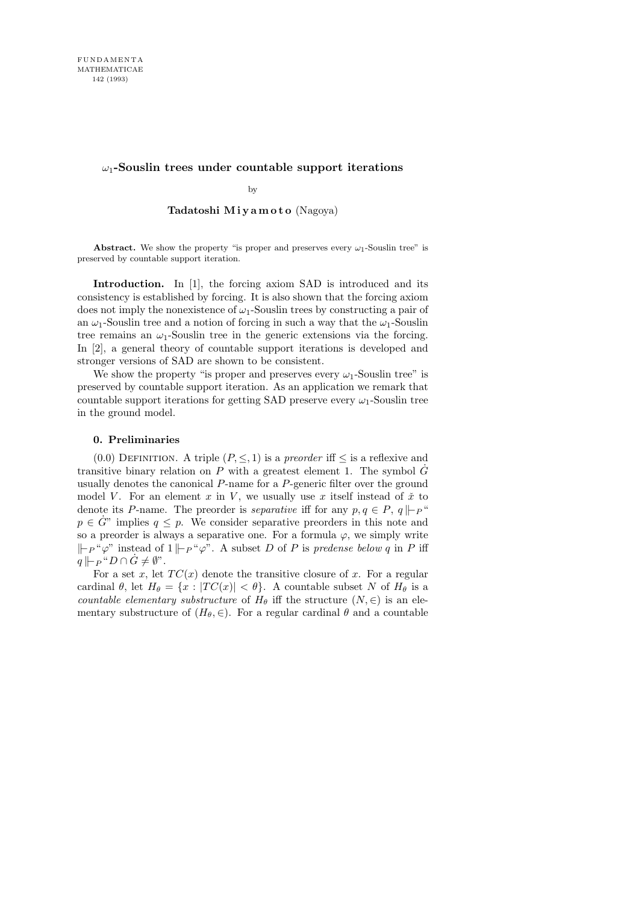# $\omega_1$-Souslin trees under countable support iterations

by

**Tadatoshi Miyamoto** (Nagoya)

**Abstract.** We show the property "is proper and preserves every $\omega_1$-Souslin tree" is preserved by countable support iteration.

**Introduction.** In [1], the forcing axiom SAD is introduced and its consistency is established by forcing. It is also shown that the forcing axiom does not imply the nonexistence of $\omega_1$-Souslin trees by constructing a pair of an $\omega_1$-Souslin tree and a notion of forcing in such a way that the $\omega_1$-Souslin tree remains an $\omega_1$-Souslin tree in the generic extensions via the forcing. In [2], a general theory of countable support iterations is developed and stronger versions of SAD are shown to be consistent.

We show the property "is proper and preserves every $\omega_1$-Souslin tree" is preserved by countable support iteration. As an application we remark that countable support iterations for getting SAD preserve every $\omega_1$-Souslin tree in the ground model.

## 0. Preliminaries

(0.0) Definition. A triple $(P, \leq, 1)$ is a *preorder* iff $\leq$ is a reflexive and transitive binary relation on $P$ with a greatest element 1. The symbol $\dot{G}$ usually denotes the canonical $P$-name for a $P$-generic filter over the ground model $V$. For an element $x$ in $V$, we usually use $x$ itself instead of $\check{x}$ to denote its $P$-name. The preorder is *separative* iff for any $p, q \in P$, $q \Vdash_P$ "$p \in \dot{G}$" implies $q \leq p$. We consider separative preorders in this note and so a preorder is always a separative one. For a formula $\varphi$, we simply write $\Vdash_P$ "$\varphi$" instead of $1 \Vdash_P$ "$\varphi$". A subset $D$ of $P$ is *predense below* $q$ in $P$ iff $q \Vdash_P$ "$D \cap \dot{G} \neq \emptyset$".

For a set $x$, let $TC(x)$ denote the transitive closure of $x$. For a regular cardinal $\theta$, let $H_\theta = \{x : |TC(x)| < \theta\}$. A countable subset $N$ of $H_\theta$ is a *countable elementary substructure* of $H_\theta$ iff the structure $(N, \in)$ is an elementary substructure of $(H_\theta, \in)$. For a regular cardinal $\theta$ and a countable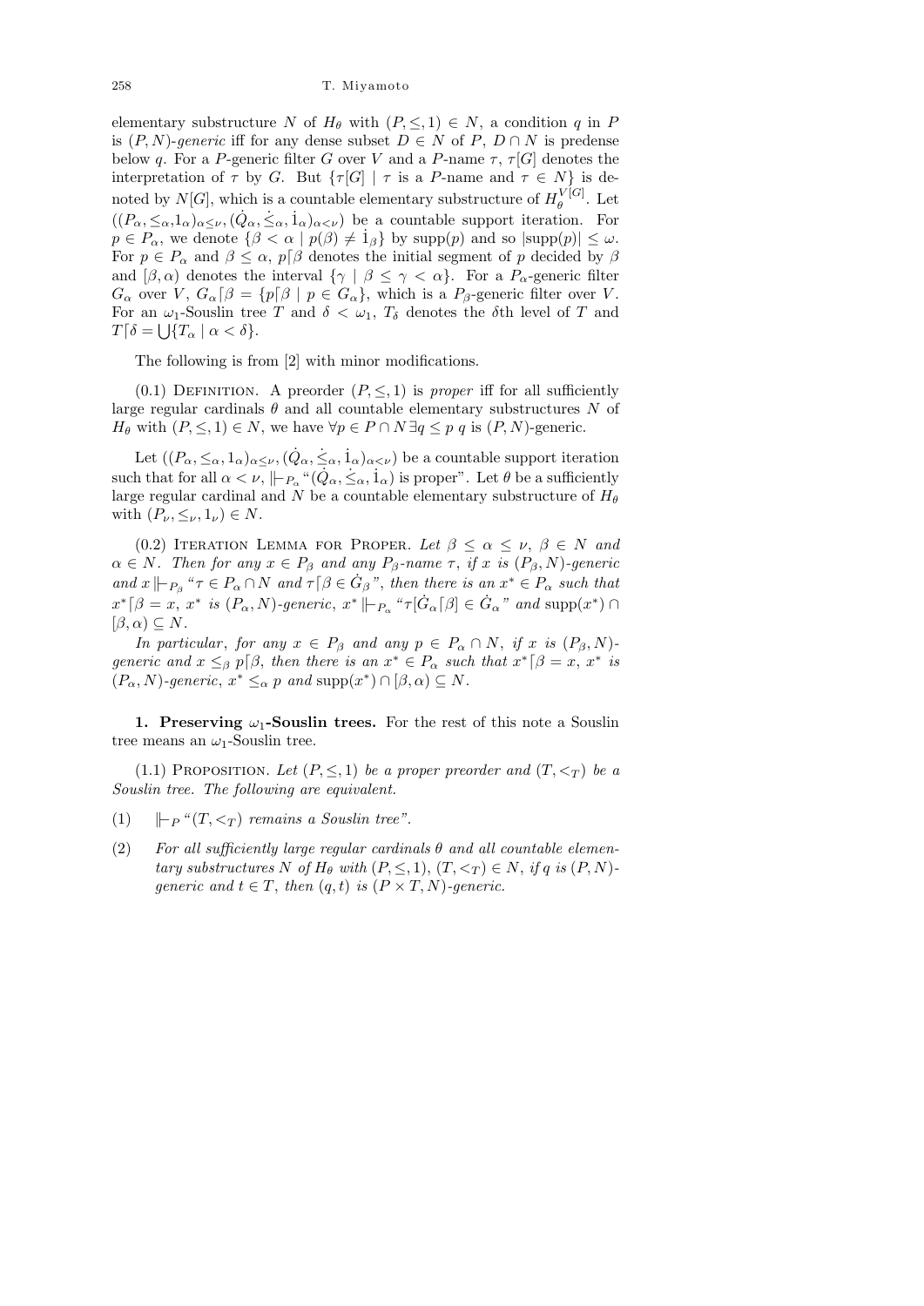elementary substructure $N$ of $H_\theta$ with $(P, \leq, 1) \in N$, a condition $q$ in $P$ is $(P,N)$-*generic* iff for any dense subset $D \in N$ of $P$, $D \cap N$ is predense below $q$. For a $P$-generic filter $G$ over $V$ and a $P$-name $\tau$, $\tau[G]$ denotes the interpretation of $\tau$ by $G$. But $\{\tau[G] \mid \tau$ is a $P$-name and $\tau \in N\}$ is denoted by $N[G]$, which is a countable elementary substructure of $H_\theta^{V[G]}$. Let $((P_\alpha, \leq_\alpha, 1_\alpha)_{\alpha \leq \nu}, (\dot{Q}_\alpha, \dot{\leq}_\alpha, \dot{1}_\alpha)_{\alpha<\nu})$ be a countable support iteration. For $p \in P_\alpha$, we denote $\{\beta < \alpha \mid p(\beta) \neq \dot{1}_\beta\}$ by $\mathrm{supp}(p)$ and so $|\mathrm{supp}(p)| \leq \omega$. For $p \in P_\alpha$ and $\beta \leq \alpha$, $p\lceil\beta$ denotes the initial segment of $p$ decided by $\beta$ and $[\beta, \alpha)$ denotes the interval $\{\gamma \mid \beta \leq \gamma < \alpha\}$. For a $P_\alpha$-generic filter $G_\alpha$ over $V$, $G_\alpha\lceil\beta = \{p\lceil\beta \mid p \in G_\alpha\}$, which is a $P_\beta$-generic filter over $V$. For an $\omega_1$-Souslin tree $T$ and $\delta < \omega_1$, $T_\delta$ denotes the $\delta$th level of $T$ and $T\lceil\delta = \bigcup\{T_\alpha \mid \alpha < \delta\}$.

The following is from [2] with minor modifications.

(0.1) Definition. A preorder $(P, \leq, 1)$ is *proper* iff for all sufficiently large regular cardinals $\theta$ and all countable elementary substructures $N$ of $H_\theta$ with $(P, \leq, 1) \in N$, we have $\forall p \in P \cap N\, \exists q \leq p$ $q$ is $(P,N)$-generic.

Let $((P_\alpha, \leq_\alpha, 1_\alpha)_{\alpha \leq \nu}, (\dot{Q}_\alpha, \dot{\leq}_\alpha, \dot{1}_\alpha)_{\alpha<\nu})$ be a countable support iteration such that for all $\alpha < \nu$, $\Vdash_{P_\alpha}$ "$(\dot{Q}_\alpha, \dot{\leq}_\alpha, \dot{1}_\alpha)$ is proper". Let $\theta$ be a sufficiently large regular cardinal and $N$ be a countable elementary substructure of $H_\theta$ with $(P_\nu, \leq_\nu, 1_\nu) \in N$.

(0.2) Iteration Lemma for Proper. *Let $\beta \leq \alpha \leq \nu$, $\beta \in N$ and $\alpha \in N$. Then for any $x \in P_\beta$ and any $P_\beta$-name $\tau$, if $x$ is $(P_\beta, N)$-generic and $x \Vdash_{P_\beta}$ "$\tau \in P_\alpha \cap N$ and $\tau\lceil\beta \in \dot{G}_\beta$", then there is an $x^* \in P_\alpha$ such that $x^*\lceil\beta = x$, $x^*$ is $(P_\alpha, N)$-generic, $x^* \Vdash_{P_\alpha}$ "$\tau[\dot{G}_\alpha\lceil\beta] \in \dot{G}_\alpha$" and $\mathrm{supp}(x^*) \cap [\beta, \alpha) \subseteq N$.*

*In particular, for any $x \in P_\beta$ and any $p \in P_\alpha \cap N$, if $x$ is $(P_\beta, N)$-generic and $x \leq_\beta p\lceil\beta$, then there is an $x^* \in P_\alpha$ such that $x^*\lceil\beta = x$, $x^*$ is $(P_\alpha, N)$-generic, $x^* \leq_\alpha p$ and $\mathrm{supp}(x^*) \cap [\beta, \alpha) \subseteq N$.*

## 1. Preserving $\omega_1$-Souslin trees.

For the rest of this note a Souslin tree means an $\omega_1$-Souslin tree.

(1.1) Proposition. *Let $(P, \leq, 1)$ be a proper preorder and $(T, <_T)$ be a Souslin tree. The following are equivalent.*

(1) $\Vdash_P$ "*$(T, <_T)$ remains a Souslin tree*".

(2) *For all sufficiently large regular cardinals $\theta$ and all countable elementary substructures $N$ of $H_\theta$ with $(P, \leq, 1)$, $(T, <_T) \in N$, if $q$ is $(P,N)$-generic and $t \in T$, then $(q, t)$ is $(P \times T, N)$-generic.*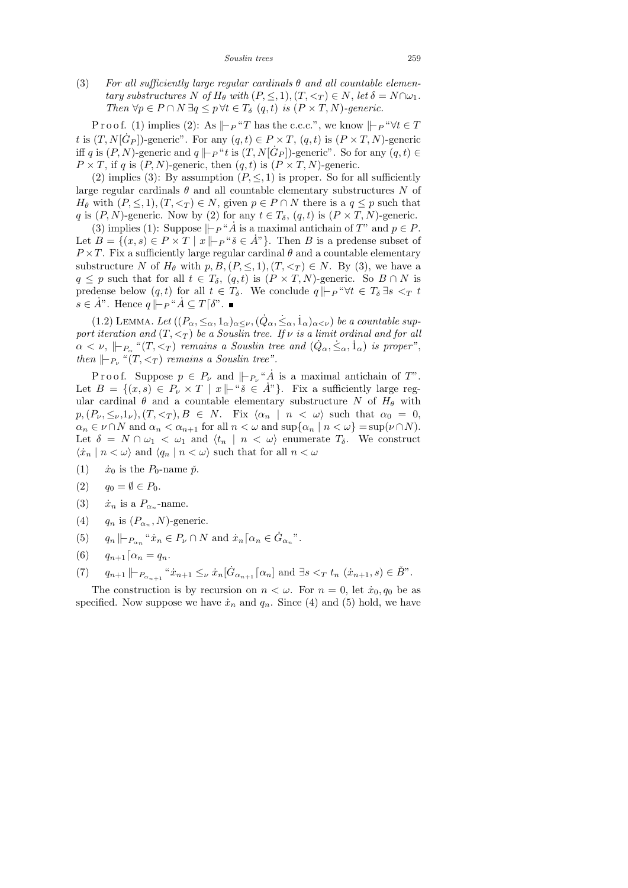(3) *For all sufficiently large regular cardinals $\theta$ and all countable elementary substructures $N$ of $H_\theta$ with $(P,\le,1),(T,<_T)\in N$, let $\delta = N\cap\omega_1$. Then $\forall p\in P\cap N\ \exists q\le p\ \forall t\in T_\delta\ (q,t)$ is $(P\times T,N)$-generic.*

P r o o f. (1) implies (2): As $\Vdash_P$ "$T$ has the c.c.c.", we know $\Vdash_P$ "$\forall t\in T$ $t$ is $(T,N[\dot G_P])$-generic". For any $(q,t)\in P\times T$, $(q,t)$ is $(P\times T,N)$-generic iff $q$ is $(P,N)$-generic and $q\Vdash_P$ "$t$ is $(T,N[\dot G_P])$-generic". So for any $(q,t)\in P\times T$, if $q$ is $(P,N)$-generic, then $(q,t)$ is $(P\times T,N)$-generic.

(2) implies (3): By assumption $(P,\le,1)$ is proper. So for all sufficiently large regular cardinals $\theta$ and all countable elementary substructures $N$ of $H_\theta$ with $(P,\le,1),(T,<_T)\in N$, given $p\in P\cap N$ there is a $q\le p$ such that $q$ is $(P,N)$-generic. Now by (2) for any $t\in T_\delta$, $(q,t)$ is $(P\times T,N)$-generic.

(3) implies (1): Suppose $\Vdash_P$ "$\dot A$ is a maximal antichain of $T$" and $p\in P$. Let $B=\{(x,s)\in P\times T\mid x\Vdash_P \text{"}\check s\in\dot A\text{"}\}$. Then $B$ is a predense subset of $P\times T$. Fix a sufficiently large regular cardinal $\theta$ and a countable elementary substructure $N$ of $H_\theta$ with $p,B,(P,\le,1),(T,<_T)\in N$. By (3), we have a $q\le p$ such that for all $t\in T_\delta$, $(q,t)$ is $(P\times T,N)$-generic. So $B\cap N$ is predense below $(q,t)$ for all $t\in T_\delta$. We conclude $q\Vdash_P$ "$\forall t\in T_\delta\ \exists s<_T t$ $s\in\dot A$". Hence $q\Vdash_P$ "$\dot A\subseteq T\lceil\delta$". ∎

(1.2) Lemma. *Let $((P_\alpha,\le_\alpha,1_\alpha)_{\alpha\le\nu},(\dot Q_\alpha,\dot\le_\alpha,\dot 1_\alpha)_{\alpha<\nu})$ be a countable support iteration and $(T,<_T)$ be a Souslin tree. If $\nu$ is a limit ordinal and for all $\alpha<\nu$, $\Vdash_{P_\alpha}$ "$(T,<_T)$ remains a Souslin tree and $(\dot Q_\alpha,\dot\le_\alpha,\dot 1_\alpha)$ is proper", then $\Vdash_{P_\nu}$ "$(T,<_T)$ remains a Souslin tree".*

P r o o f. Suppose $p\in P_\nu$ and $\Vdash_{P_\nu}$ "$\dot A$ is a maximal antichain of $T$". Let $B=\{(x,s)\in P_\nu\times T\mid x\Vdash \text{"}\check s\in\dot A\text{"}\}$. Fix a sufficiently large regular cardinal $\theta$ and a countable elementary substructure $N$ of $H_\theta$ with $p,(P_\nu,\le_\nu,1_\nu),(T,<_T),B\in N$. Fix $\langle\alpha_n\mid n<\omega\rangle$ such that $\alpha_0=0$, $\alpha_n\in\nu\cap N$ and $\alpha_n<\alpha_{n+1}$ for all $n<\omega$ and $\sup\{\alpha_n\mid n<\omega\}=\sup(\nu\cap N)$. Let $\delta=N\cap\omega_1<\omega_1$ and $\langle t_n\mid n<\omega\rangle$ enumerate $T_\delta$. We construct $\langle\dot x_n\mid n<\omega\rangle$ and $\langle q_n\mid n<\omega\rangle$ such that for all $n<\omega$

(1) $\dot x_0$ is the $P_0$-name $\check p$.

(2) $q_0=\emptyset\in P_0$.

(3) $\dot x_n$ is a $P_{\alpha_n}$-name.

(4) $q_n$ is $(P_{\alpha_n},N)$-generic.

(5) $q_n\Vdash_{P_{\alpha_n}}$ "$\dot x_n\in P_\nu\cap N$ and $\dot x_n\lceil\alpha_n\in\dot G_{\alpha_n}$".

(6) $q_{n+1}\lceil\alpha_n=q_n$.

(7) $q_{n+1}\Vdash_{P_{\alpha_{n+1}}}$ "$\dot x_{n+1}\le_\nu \dot x_n[\dot G_{\alpha_{n+1}}\lceil\alpha_n]$ and $\exists s<_T t_n\ (\dot x_{n+1},s)\in\check B$".

The construction is by recursion on $n<\omega$. For $n=0$, let $\dot x_0,q_0$ be as specified. Now suppose we have $\dot x_n$ and $q_n$. Since (4) and (5) hold, we have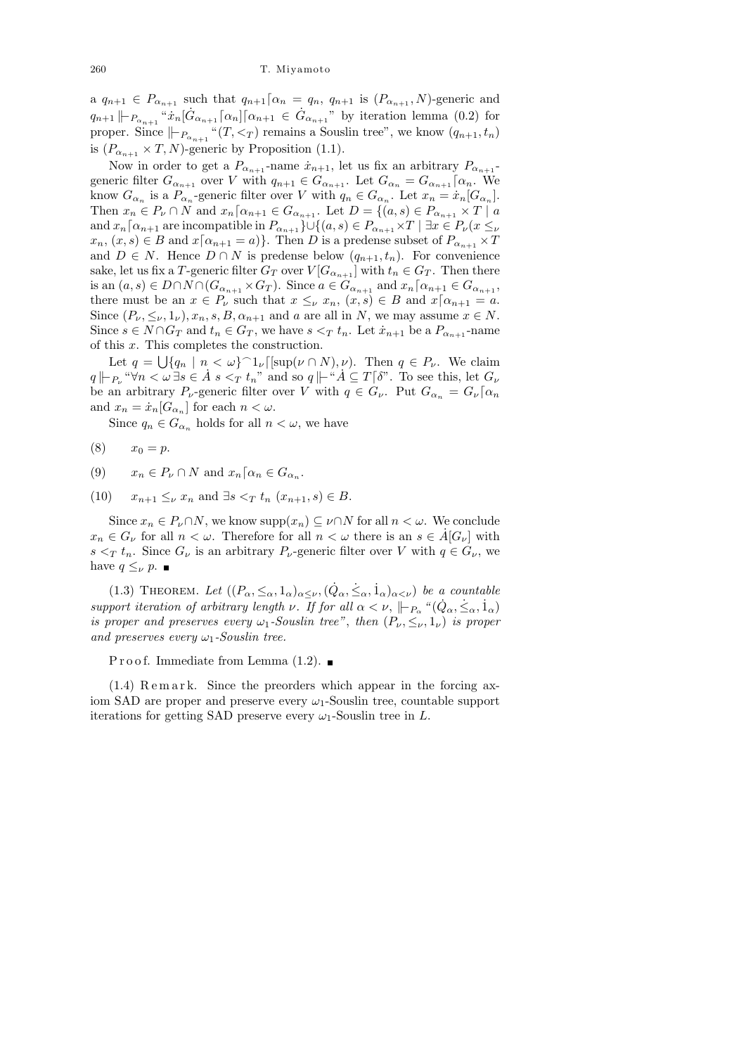a $q_{n+1} \in P_{\alpha_{n+1}}$ such that $q_{n+1}\lceil\alpha_n = q_n$, $q_{n+1}$ is $(P_{\alpha_{n+1}}, N)$-generic and $q_{n+1} \Vdash_{P_{\alpha_{n+1}}}$ "$\dot{x}_n[\dot{G}_{\alpha_{n+1}}\lceil\alpha_n]\lceil\alpha_{n+1} \in \dot{G}_{\alpha_{n+1}}$" by iteration lemma (0.2) for proper. Since $\Vdash_{P_{\alpha_{n+1}}}$ "$(T, <_T)$ remains a Souslin tree", we know $(q_{n+1}, t_n)$ is $(P_{\alpha_{n+1}} \times T, N)$-generic by Proposition (1.1).

Now in order to get a $P_{\alpha_{n+1}}$-name $\dot{x}_{n+1}$, let us fix an arbitrary $P_{\alpha_{n+1}}$-generic filter $G_{\alpha_{n+1}}$ over $V$ with $q_{n+1} \in G_{\alpha_{n+1}}$. Let $G_{\alpha_n} = G_{\alpha_{n+1}}\lceil\alpha_n$. We know $G_{\alpha_n}$ is a $P_{\alpha_n}$-generic filter over $V$ with $q_n \in G_{\alpha_n}$. Let $x_n = \dot{x}_n[G_{\alpha_n}]$. Then $x_n \in P_\nu \cap N$ and $x_n\lceil\alpha_{n+1} \in G_{\alpha_{n+1}}$. Let $D = \{(a, s) \in P_{\alpha_{n+1}} \times T \mid a$ and $x_n\lceil\alpha_{n+1}$ are incompatible in $P_{\alpha_{n+1}}\} \cup \{(a, s) \in P_{\alpha_{n+1}} \times T \mid \exists x \in P_\nu (x \leq_\nu x_n, (x, s) \in B$ and $x\lceil\alpha_{n+1} = a)\}$. Then $D$ is a predense subset of $P_{\alpha_{n+1}} \times T$ and $D \in N$. Hence $D \cap N$ is predense below $(q_{n+1}, t_n)$. For convenience sake, let us fix a $T$-generic filter $G_T$ over $V[G_{\alpha_{n+1}}]$ with $t_n \in G_T$. Then there is an $(a, s) \in D \cap N \cap (G_{\alpha_{n+1}} \times G_T)$. Since $a \in G_{\alpha_{n+1}}$ and $x_n\lceil\alpha_{n+1} \in G_{\alpha_{n+1}}$, there must be an $x \in P_\nu$ such that $x \leq_\nu x_n$, $(x, s) \in B$ and $x\lceil\alpha_{n+1} = a$. Since $(P_\nu, \leq_\nu, 1_\nu), x_n, s, B, \alpha_{n+1}$ and $a$ are all in $N$, we may assume $x \in N$. Since $s \in N \cap G_T$ and $t_n \in G_T$, we have $s <_T t_n$. Let $\dot{x}_{n+1}$ be a $P_{\alpha_{n+1}}$-name of this $x$. This completes the construction.

Let $q = \bigcup\{q_n \mid n < \omega\}^\frown 1_\nu\lceil[\sup(\nu \cap N), \nu)$. Then $q \in P_\nu$. We claim $q \Vdash_{P_\nu}$ "$\forall n < \omega\, \exists s \in \dot{A}\ s <_T t_n$" and so $q \Vdash$ "$\dot{A} \subseteq T\lceil\delta$". To see this, let $G_\nu$ be an arbitrary $P_\nu$-generic filter over $V$ with $q \in G_\nu$. Put $G_{\alpha_n} = G_\nu\lceil\alpha_n$ and $x_n = \dot{x}_n[G_{\alpha_n}]$ for each $n < \omega$.

Since $q_n \in G_{\alpha_n}$ holds for all $n < \omega$, we have

(8) $\quad x_0 = p.$

(9) $\quad x_n \in P_\nu \cap N$ and $x_n\lceil\alpha_n \in G_{\alpha_n}$.

(10) $\quad x_{n+1} \leq_\nu x_n$ and $\exists s <_T t_n\ (x_{n+1}, s) \in B$.

Since $x_n \in P_\nu \cap N$, we know $\mathrm{supp}(x_n) \subseteq \nu \cap N$ for all $n < \omega$. We conclude $x_n \in G_\nu$ for all $n < \omega$. Therefore for all $n < \omega$ there is an $s \in \dot{A}[G_\nu]$ with $s <_T t_n$. Since $G_\nu$ is an arbitrary $P_\nu$-generic filter over $V$ with $q \in G_\nu$, we have $q \leq_\nu p$. ∎

(1.3) Theorem. *Let $((P_\alpha, \leq_\alpha, 1_\alpha)_{\alpha \leq \nu}, (\dot{Q}_\alpha, \dot{\leq}_\alpha, \dot{1}_\alpha)_{\alpha < \nu})$ be a countable support iteration of arbitrary length $\nu$. If for all $\alpha < \nu$, $\Vdash_{P_\alpha}$ "$(\dot{Q}_\alpha, \dot{\leq}_\alpha, \dot{1}_\alpha)$ is proper and preserves every $\omega_1$-Souslin tree", then $(P_\nu, \leq_\nu, 1_\nu)$ is proper and preserves every $\omega_1$-Souslin tree.*

Proof. Immediate from Lemma (1.2). ∎

(1.4) Remark. Since the preorders which appear in the forcing axiom SAD are proper and preserve every $\omega_1$-Souslin tree, countable support iterations for getting SAD preserve every $\omega_1$-Souslin tree in $L$.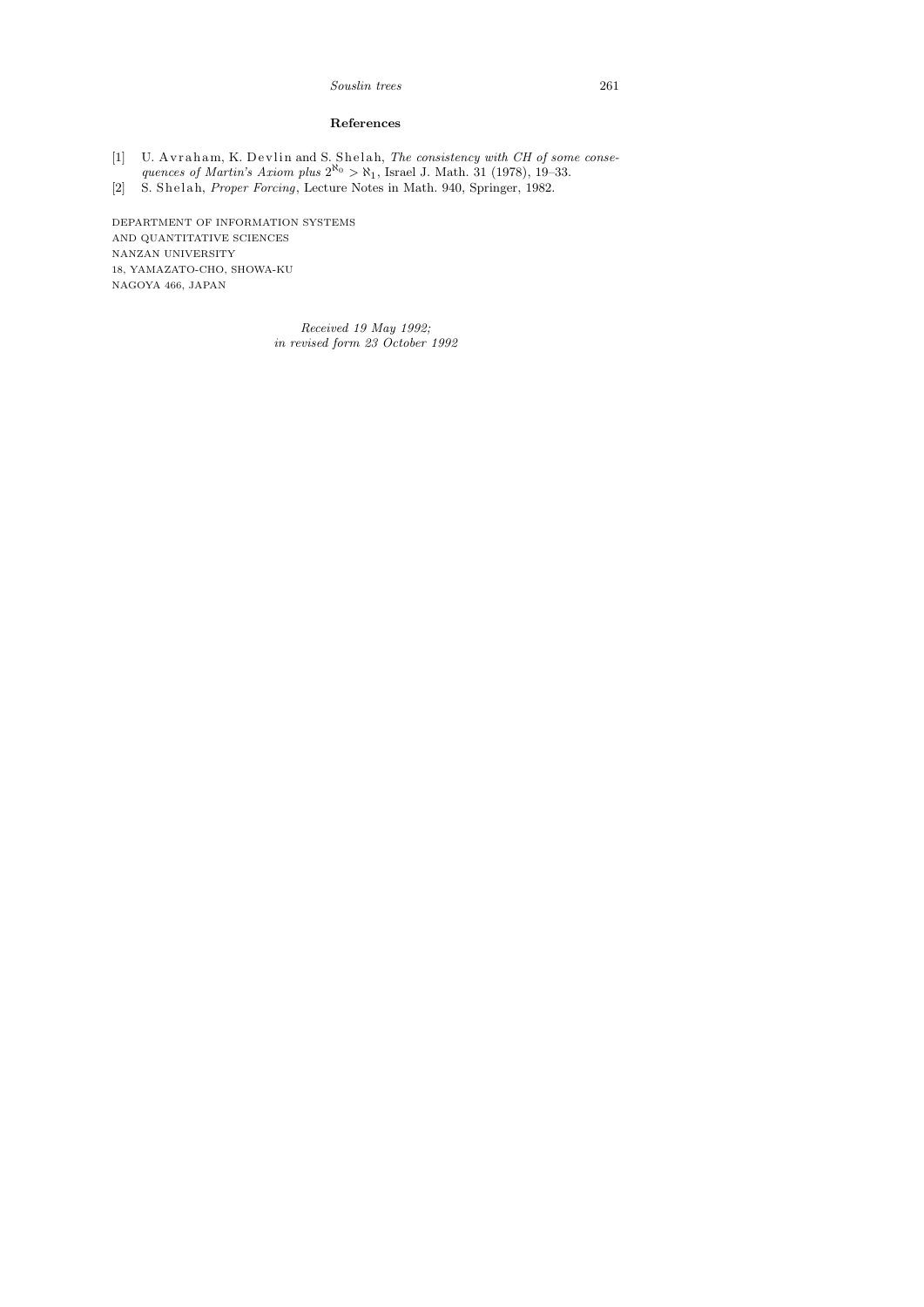### References

[1] U. Avraham, K. Devlin and S. Shelah, *The consistency with CH of some consequences of Martin's Axiom plus* $2^{\aleph_0} > \aleph_1$, Israel J. Math. 31 (1978), 19–33.

[2] S. Shelah, *Proper Forcing*, Lecture Notes in Math. 940, Springer, 1982.

DEPARTMENT OF INFORMATION SYSTEMS
AND QUANTITATIVE SCIENCES
NANZAN UNIVERSITY
18, YAMAZATO-CHO, SHOWA-KU
NAGOYA 466, JAPAN

*Received 19 May 1992;*
*in revised form 23 October 1992*